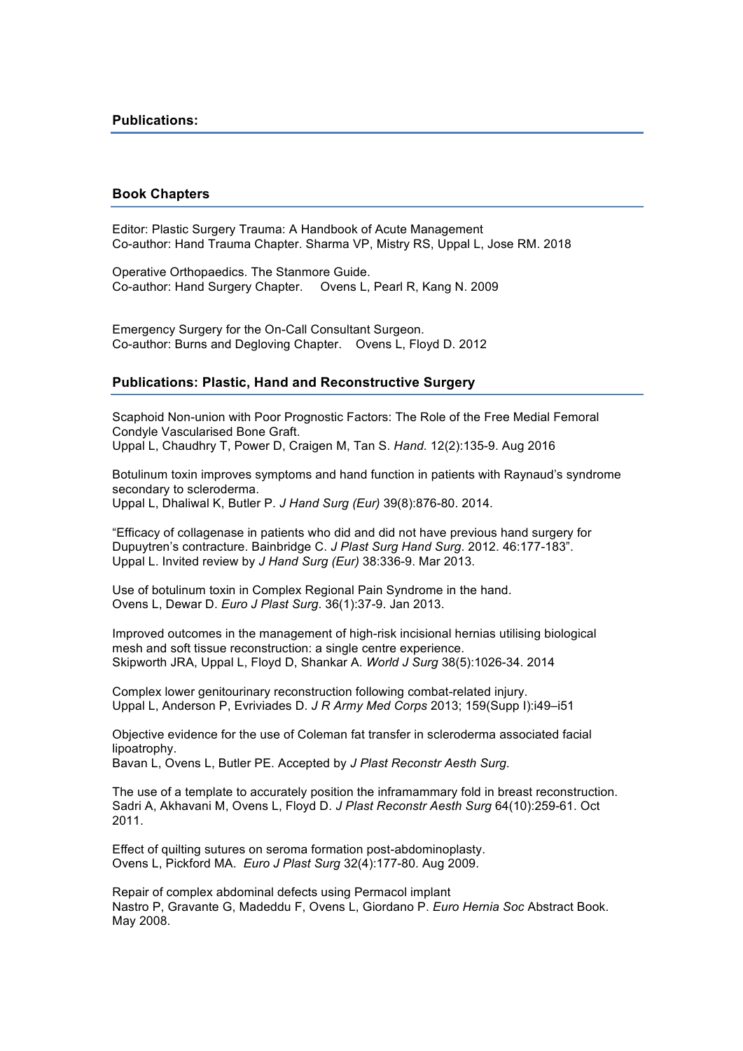## Publications:

### Book Chapters

Editor: Plastic Surgery Trauma: A Handbook of Acute Management
Co-author: Hand Trauma Chapter. Sharma VP, Mistry RS, Uppal L, Jose RM. 2018

Operative Orthopaedics. The Stanmore Guide.
Co-author: Hand Surgery Chapter. Ovens L, Pearl R, Kang N. 2009

Emergency Surgery for the On-Call Consultant Surgeon.
Co-author: Burns and Degloving Chapter. Ovens L, Floyd D. 2012

### Publications: Plastic, Hand and Reconstructive Surgery

Scaphoid Non-union with Poor Prognostic Factors: The Role of the Free Medial Femoral Condyle Vascularised Bone Graft.
Uppal L, Chaudhry T, Power D, Craigen M, Tan S. *Hand.* 12(2):135-9. Aug 2016

Botulinum toxin improves symptoms and hand function in patients with Raynaud's syndrome secondary to scleroderma.
Uppal L, Dhaliwal K, Butler P. *J Hand Surg (Eur)* 39(8):876-80. 2014.

"Efficacy of collagenase in patients who did and did not have previous hand surgery for Dupuytren's contracture. Bainbridge C. *J Plast Surg Hand Surg*. 2012. 46:177-183".
Uppal L. Invited review by *J Hand Surg (Eur)* 38:336-9. Mar 2013.

Use of botulinum toxin in Complex Regional Pain Syndrome in the hand.
Ovens L, Dewar D. *Euro J Plast Surg*. 36(1):37-9. Jan 2013.

Improved outcomes in the management of high-risk incisional hernias utilising biological mesh and soft tissue reconstruction: a single centre experience.
Skipworth JRA, Uppal L, Floyd D, Shankar A. *World J Surg* 38(5):1026-34. 2014

Complex lower genitourinary reconstruction following combat-related injury.
Uppal L, Anderson P, Evriviades D. *J R Army Med Corps* 2013; 159(Supp I):i49–i51

Objective evidence for the use of Coleman fat transfer in scleroderma associated facial lipoatrophy.
Bavan L, Ovens L, Butler PE. Accepted by *J Plast Reconstr Aesth Surg.*

The use of a template to accurately position the inframammary fold in breast reconstruction.
Sadri A, Akhavani M, Ovens L, Floyd D. *J Plast Reconstr Aesth Surg* 64(10):259-61. Oct 2011.

Effect of quilting sutures on seroma formation post-abdominoplasty.
Ovens L, Pickford MA. *Euro J Plast Surg* 32(4):177-80. Aug 2009.

Repair of complex abdominal defects using Permacol implant
Nastro P, Gravante G, Madeddu F, Ovens L, Giordano P. *Euro Hernia Soc* Abstract Book. May 2008.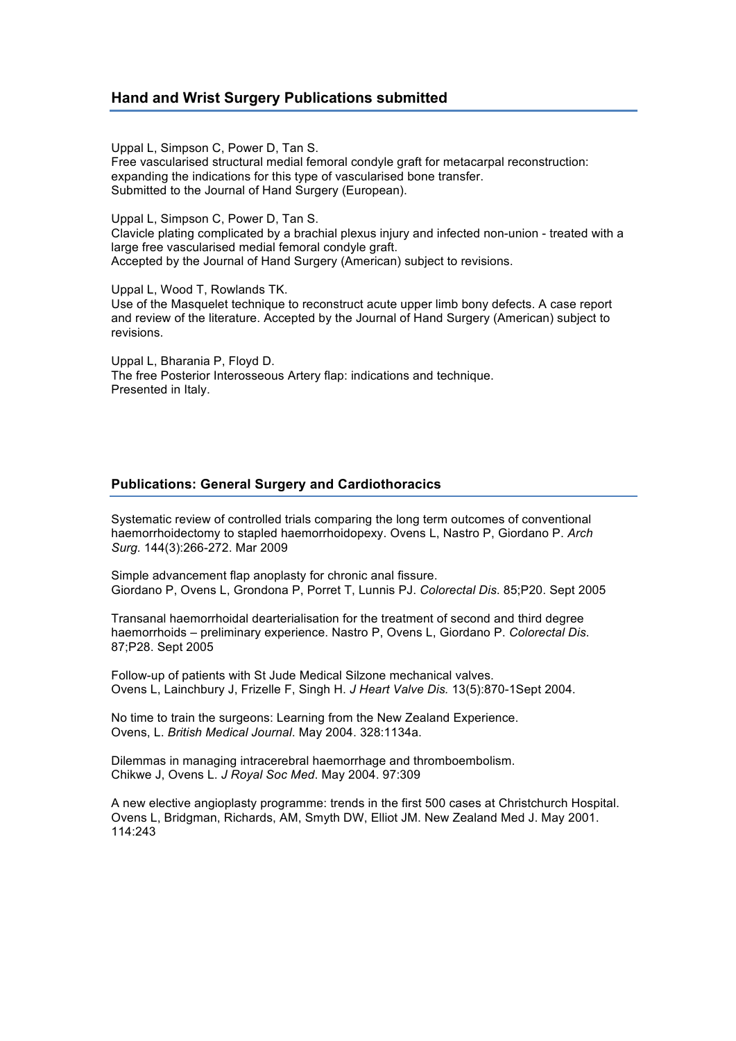## Hand and Wrist Surgery Publications submitted

Uppal L, Simpson C, Power D, Tan S.
Free vascularised structural medial femoral condyle graft for metacarpal reconstruction: expanding the indications for this type of vascularised bone transfer.
Submitted to the Journal of Hand Surgery (European).

Uppal L, Simpson C, Power D, Tan S.
Clavicle plating complicated by a brachial plexus injury and infected non-union - treated with a large free vascularised medial femoral condyle graft.
Accepted by the Journal of Hand Surgery (American) subject to revisions.

Uppal L, Wood T, Rowlands TK.
Use of the Masquelet technique to reconstruct acute upper limb bony defects. A case report and review of the literature. Accepted by the Journal of Hand Surgery (American) subject to revisions.

Uppal L, Bharania P, Floyd D.
The free Posterior Interosseous Artery flap: indications and technique.
Presented in Italy.

## Publications: General Surgery and Cardiothoracics

Systematic review of controlled trials comparing the long term outcomes of conventional haemorrhoidectomy to stapled haemorrhoidopexy. Ovens L, Nastro P, Giordano P. *Arch Surg.* 144(3):266-272. Mar 2009

Simple advancement flap anoplasty for chronic anal fissure.
Giordano P, Ovens L, Grondona P, Porret T, Lunnis PJ. *Colorectal Dis*. 85;P20. Sept 2005

Transanal haemorrhoidal dearterialisation for the treatment of second and third degree haemorrhoids – preliminary experience. Nastro P, Ovens L, Giordano P. *Colorectal Dis*. 87;P28. Sept 2005

Follow-up of patients with St Jude Medical Silzone mechanical valves.
Ovens L, Lainchbury J, Frizelle F, Singh H. *J Heart Valve Dis.* 13(5):870-1Sept 2004.

No time to train the surgeons: Learning from the New Zealand Experience.
Ovens, L. *British Medical Journal*. May 2004. 328:1134a.

Dilemmas in managing intracerebral haemorrhage and thromboembolism.
Chikwe J, Ovens L. *J Royal Soc Med*. May 2004. 97:309

A new elective angioplasty programme: trends in the first 500 cases at Christchurch Hospital.
Ovens L, Bridgman, Richards, AM, Smyth DW, Elliot JM. New Zealand Med J. May 2001. 114:243